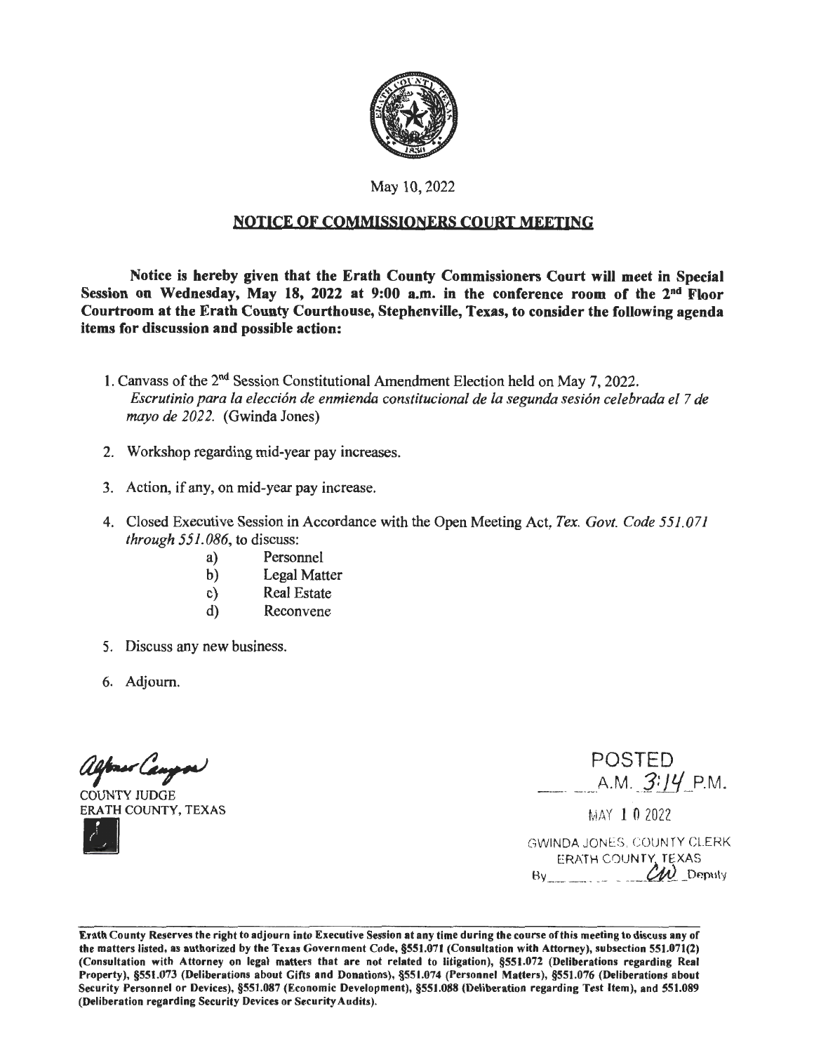May 10, 2022

## NOTICE OF COMMISSIONERS COURT MEETING

**Notice is hereby given that the Erath County Commissioners Court will meet in Special Session on Wednesday, May 18, 2022 at 9:00 a.m. in the conference room of the 2nd Floor Courtroom at the Erath County Courthouse, Stephenville, Texas, to consider the following agenda items for discussion and possible action:**

1. Canvass of the 2nd Session Constitutional Amendment Election held on May 7, 2022. *Escrutinio para la elección de enmienda constitucional de la segunda sesión celebrada el 7 de mayo de 2022.* (Gwinda Jones)
2. Workshop regarding mid-year pay increases.
3. Action, if any, on mid-year pay increase.
4. Closed Executive Session in Accordance with the Open Meeting Act, *Tex. Govt. Code 551.071 through 551.086*, to discuss:
   a) Personnel
   b) Legal Matter
   c) Real Estate
   d) Reconvene
5. Discuss any new business.
6. Adjourn.

Alfonso Campos
COUNTY JUDGE
ERATH COUNTY, TEXAS

POSTED
A.M. 3:14 P.M.
MAY 10 2022
GWINDA JONES, COUNTY CLERK
ERATH COUNTY, TEXAS
By CW Deputy

**Erath County Reserves the right to adjourn into Executive Session at any time during the course of this meeting to discuss any of the matters listed, as authorized by the Texas Government Code, §551.071 (Consultation with Attorney), subsection 551.071(2) (Consultation with Attorney on legal matters that are not related to litigation), §551.072 (Deliberations regarding Real Property), §551.073 (Deliberations about Gifts and Donations), §551.074 (Personnel Matters), §551.076 (Deliberations about Security Personnel or Devices), §551.087 (Economic Development), §551.088 (Deliberation regarding Test Item), and 551.089 (Deliberation regarding Security Devices or Security Audits).**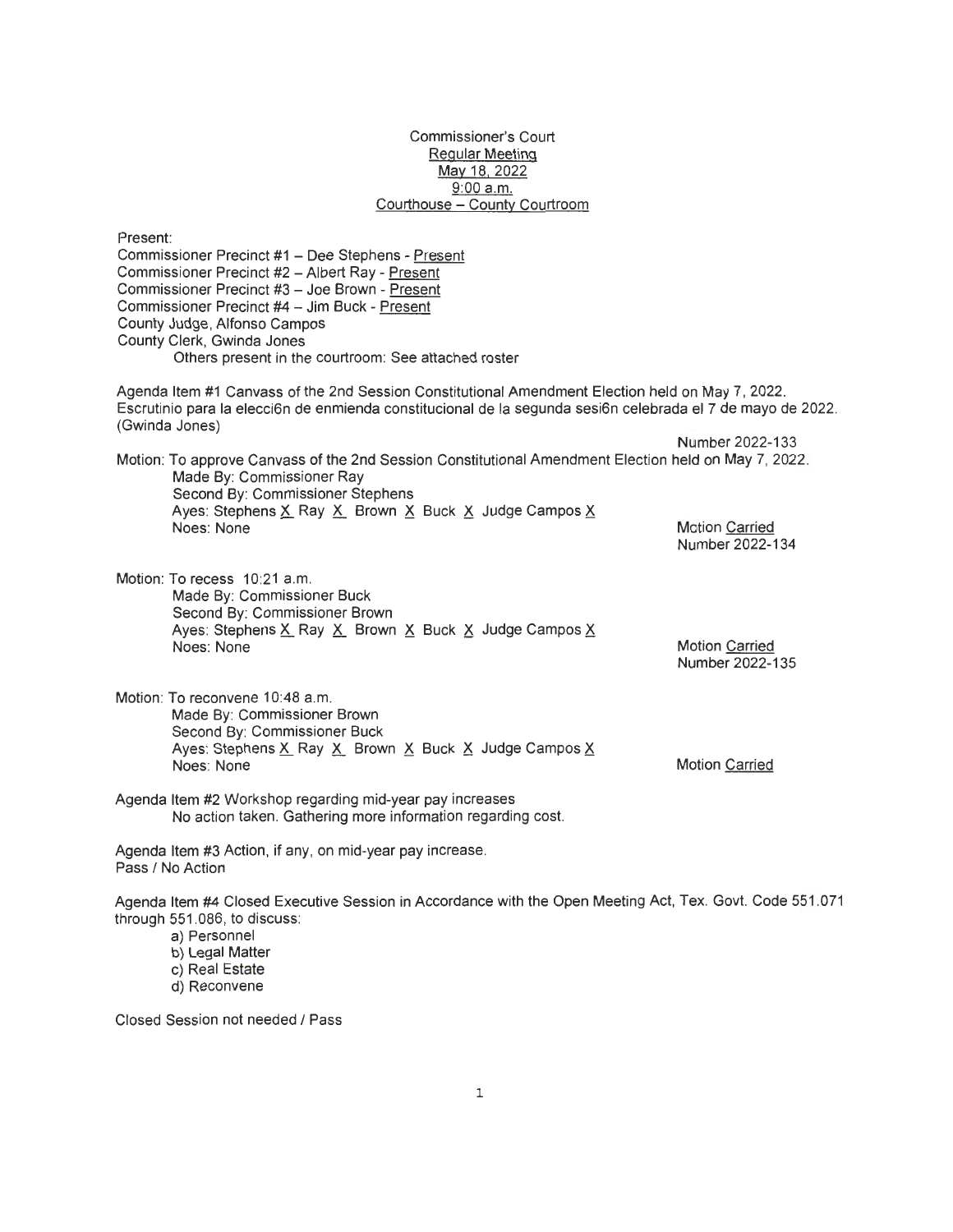Commissioner's Court
Regular Meeting
May 18, 2022
9:00 a.m.
Courthouse – County Courtroom

Present:
Commissioner Precinct #1 – Dee Stephens - Present
Commissioner Precinct #2 – Albert Ray - Present
Commissioner Precinct #3 – Joe Brown - Present
Commissioner Precinct #4 – Jim Buck - Present
County Judge, Alfonso Campos
County Clerk, Gwinda Jones
Others present in the courtroom: See attached roster

Agenda Item #1 Canvass of the 2nd Session Constitutional Amendment Election held on May 7, 2022.
Escrutinio para la elecci6n de enmienda constitucional de la segunda sesi6n celebrada el 7 de mayo de 2022.
(Gwinda Jones)

Number 2022-133

Motion: To approve Canvass of the 2nd Session Constitutional Amendment Election held on May 7, 2022.
Made By: Commissioner Ray
Second By: Commissioner Stephens
Ayes: Stephens X Ray X Brown X Buck X Judge Campos X
Noes: None

Motion Carried
Number 2022-134

Motion: To recess 10:21 a.m.
Made By: Commissioner Buck
Second By: Commissioner Brown
Ayes: Stephens X Ray X Brown X Buck X Judge Campos X
Noes: None

Motion Carried
Number 2022-135

Motion: To reconvene 10:48 a.m.
Made By: Commissioner Brown
Second By: Commissioner Buck
Ayes: Stephens X Ray X Brown X Buck X Judge Campos X
Noes: None

Motion Carried

Agenda Item #2 Workshop regarding mid-year pay increases
No action taken. Gathering more information regarding cost.

Agenda Item #3 Action, if any, on mid-year pay increase.
Pass / No Action

Agenda Item #4 Closed Executive Session in Accordance with the Open Meeting Act, Tex. Govt. Code 551.071 through 551.086, to discuss:

a) Personnel
b) Legal Matter
c) Real Estate
d) Reconvene

Closed Session not needed / Pass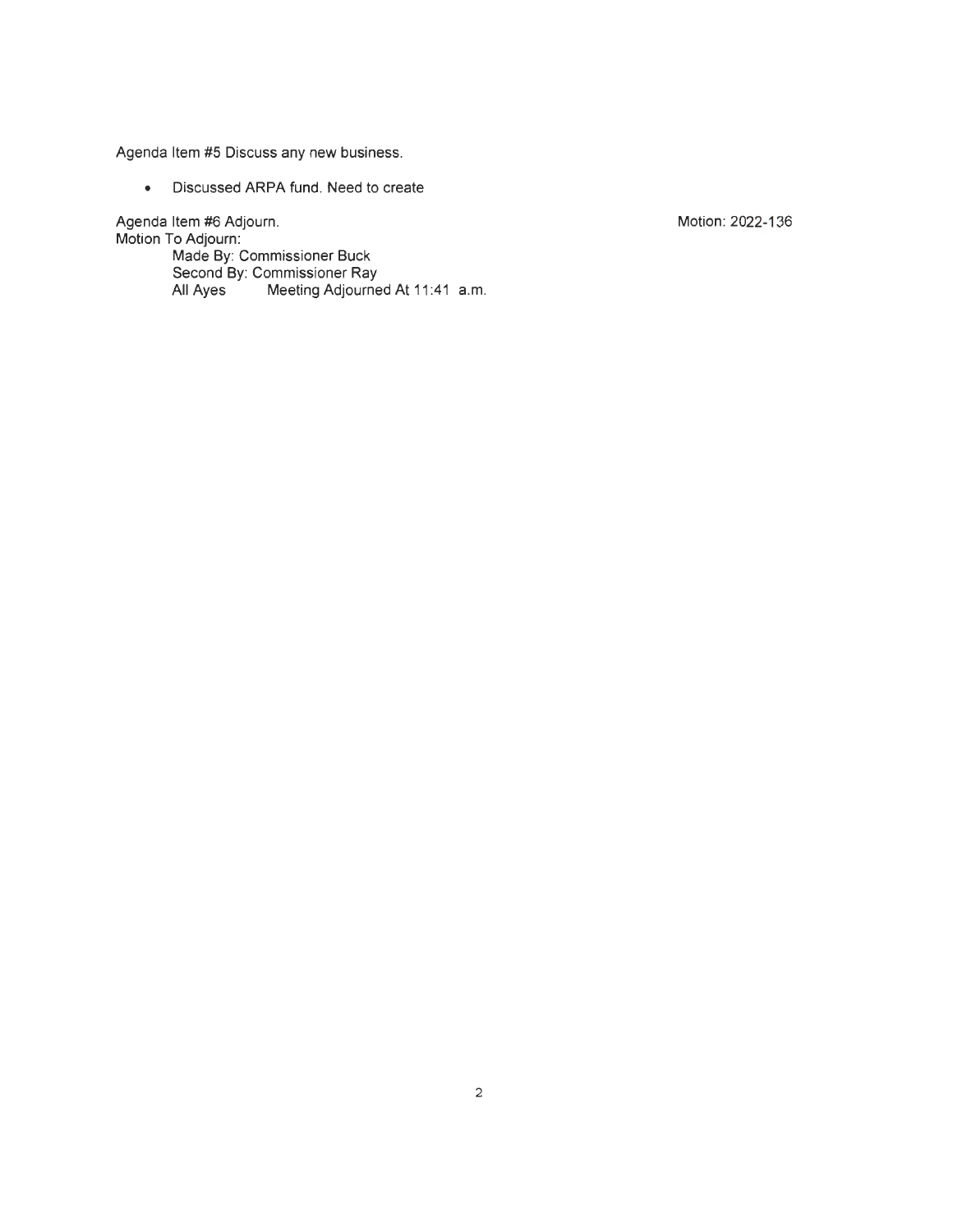Agenda Item #5 Discuss any new business.

- Discussed ARPA fund. Need to create

Agenda Item #6 Adjourn. Motion: 2022-136

Motion To Adjourn:

Made By: Commissioner Buck
Second By: Commissioner Ray
All Ayes Meeting Adjourned At 11:41 a.m.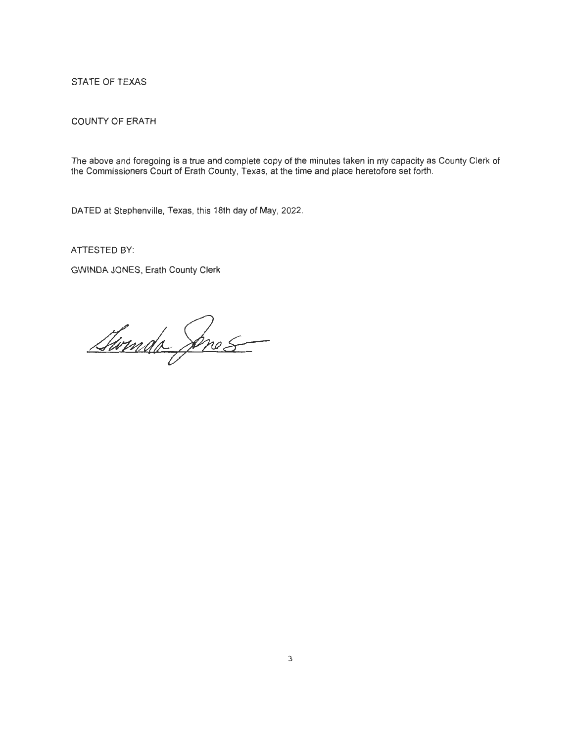STATE OF TEXAS

COUNTY OF ERATH

The above and foregoing is a true and complete copy of the minutes taken in my capacity as County Clerk of the Commissioners Court of Erath County, Texas, at the time and place heretofore set forth.

DATED at Stephenville, Texas, this 18th day of May, 2022.

ATTESTED BY:

GWINDA JONES, Erath County Clerk

Gwinda Jones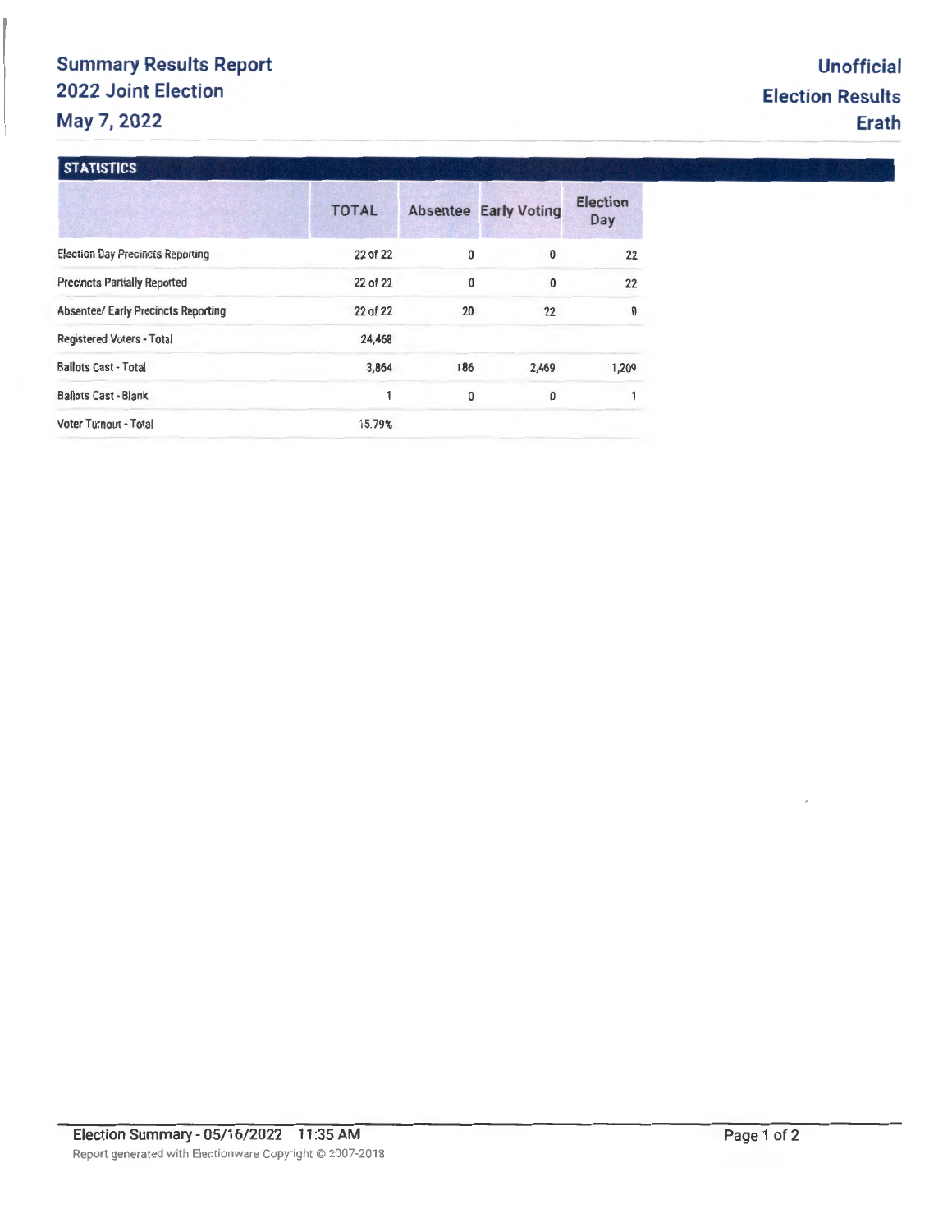# Summary Results Report
## 2022 Joint Election
## May 7, 2022

**Unofficial Election Results**
**Erath**

### STATISTICS

| | TOTAL | Absentee | Early Voting | Election Day |
|---|---|---|---|---|
| Election Day Precincts Reporting | 22 of 22 | 0 | 0 | 22 |
| Precincts Partially Reported | 22 of 22 | 0 | 0 | 22 |
| Absentee/ Early Precincts Reporting | 22 of 22 | 20 | 22 | 0 |
| Registered Voters - Total | 24,468 | | | |
| Ballots Cast - Total | 3,864 | 186 | 2,469 | 1,209 |
| Ballots Cast - Blank | 1 | 0 | 0 | 1 |
| Voter Turnout - Total | 15.79% | | | |

Election Summary - 05/16/2022 11:35 AM

Report generated with Electionware Copyright © 2007-2018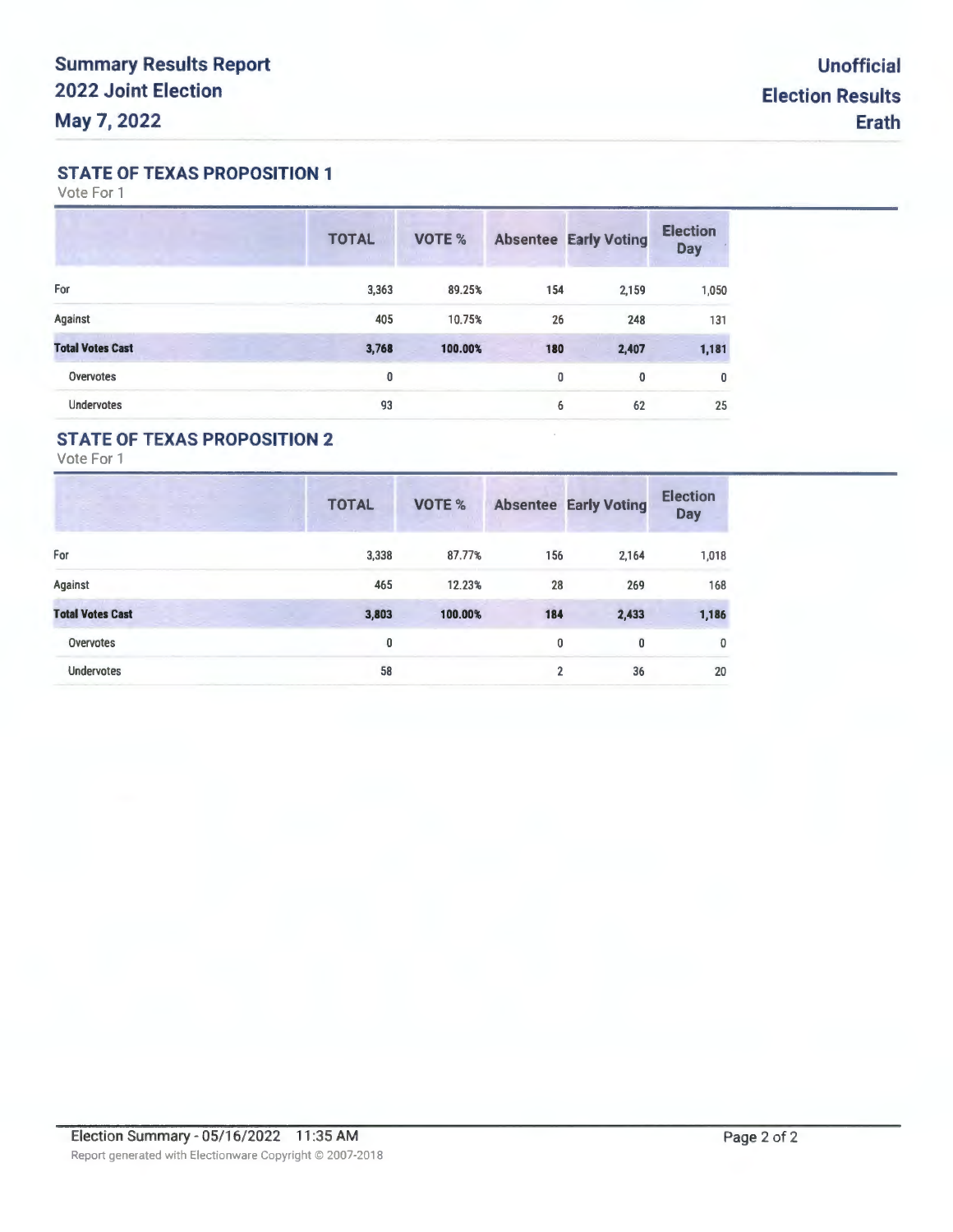# Summary Results Report
## 2022 Joint Election
## May 7, 2022

**Unofficial Election Results**
**Erath**

## STATE OF TEXAS PROPOSITION 1

Vote For 1

| | TOTAL | VOTE % | Absentee | Early Voting | Election Day |
|---|---|---|---|---|---|
| For | 3,363 | 89.25% | 154 | 2,159 | 1,050 |
| Against | 405 | 10.75% | 26 | 248 | 131 |
| **Total Votes Cast** | **3,768** | **100.00%** | **180** | **2,407** | **1,181** |
| Overvotes | 0 | | 0 | 0 | 0 |
| Undervotes | 93 | | 6 | 62 | 25 |

## STATE OF TEXAS PROPOSITION 2

Vote For 1

| | TOTAL | VOTE % | Absentee | Early Voting | Election Day |
|---|---|---|---|---|---|
| For | 3,338 | 87.77% | 156 | 2,164 | 1,018 |
| Against | 465 | 12.23% | 28 | 269 | 168 |
| **Total Votes Cast** | **3,803** | **100.00%** | **184** | **2,433** | **1,186** |
| Overvotes | 0 | | 0 | 0 | 0 |
| Undervotes | 58 | | 2 | 36 | 20 |

Election Summary - 05/16/2022 11:35 AM

Report generated with Electionware Copyright © 2007-2018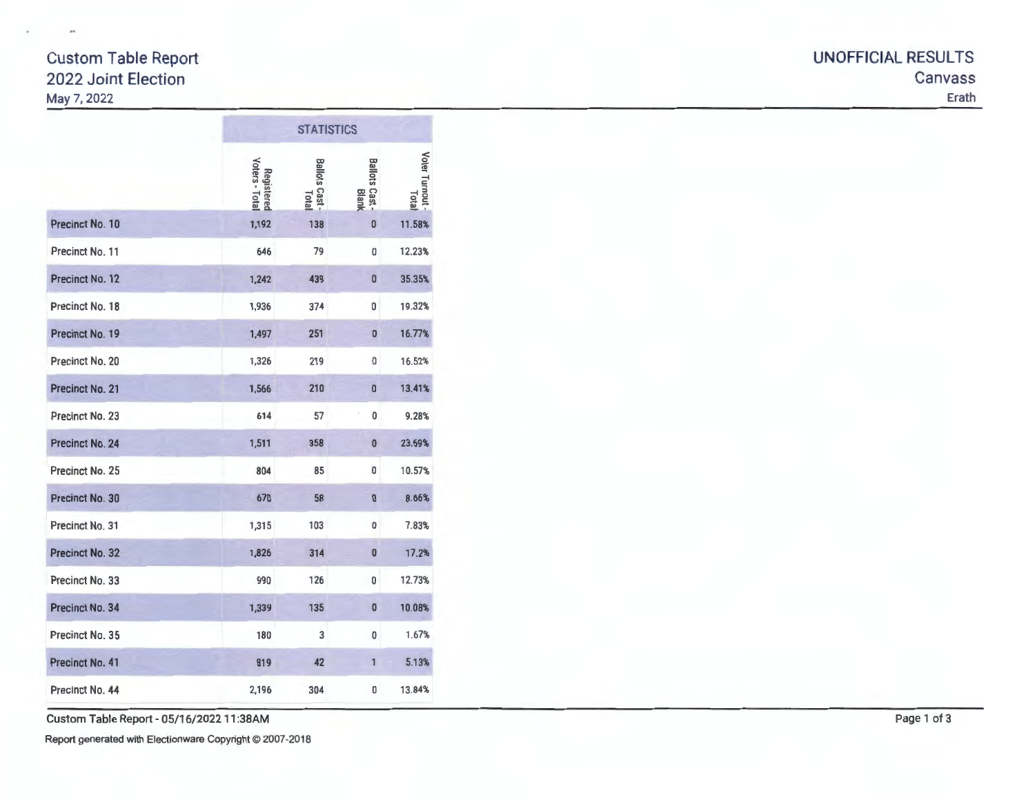# Custom Table Report
## 2022 Joint Election
May 7, 2022

**UNOFFICIAL RESULTS**
Canvass
Erath

| | STATISTICS | | | |
|---|---|---|---|---|
| | Registered Voters - Total | Ballots Cast - Total | Ballots Cast - Blank | Voter Turnout - Total |
| Precinct No. 10 | 1,192 | 138 | 0 | 11.58% |
| Precinct No. 11 | 646 | 79 | 0 | 12.23% |
| Precinct No. 12 | 1,242 | 439 | 0 | 35.35% |
| Precinct No. 18 | 1,936 | 374 | 0 | 19.32% |
| Precinct No. 19 | 1,497 | 251 | 0 | 16.77% |
| Precinct No. 20 | 1,326 | 219 | 0 | 16.52% |
| Precinct No. 21 | 1,566 | 210 | 0 | 13.41% |
| Precinct No. 23 | 614 | 57 | 0 | 9.28% |
| Precinct No. 24 | 1,511 | 358 | 0 | 23.69% |
| Precinct No. 25 | 804 | 85 | 0 | 10.57% |
| Precinct No. 30 | 670 | 58 | 0 | 8.66% |
| Precinct No. 31 | 1,315 | 103 | 0 | 7.83% |
| Precinct No. 32 | 1,826 | 314 | 0 | 17.2% |
| Precinct No. 33 | 990 | 126 | 0 | 12.73% |
| Precinct No. 34 | 1,339 | 135 | 0 | 10.08% |
| Precinct No. 35 | 180 | 3 | 0 | 1.67% |
| Precinct No. 41 | 819 | 42 | 1 | 5.13% |
| Precinct No. 44 | 2,196 | 304 | 0 | 13.84% |

Custom Table Report - 05/16/2022 11:38AM

Report generated with Electionware Copyright © 2007-2018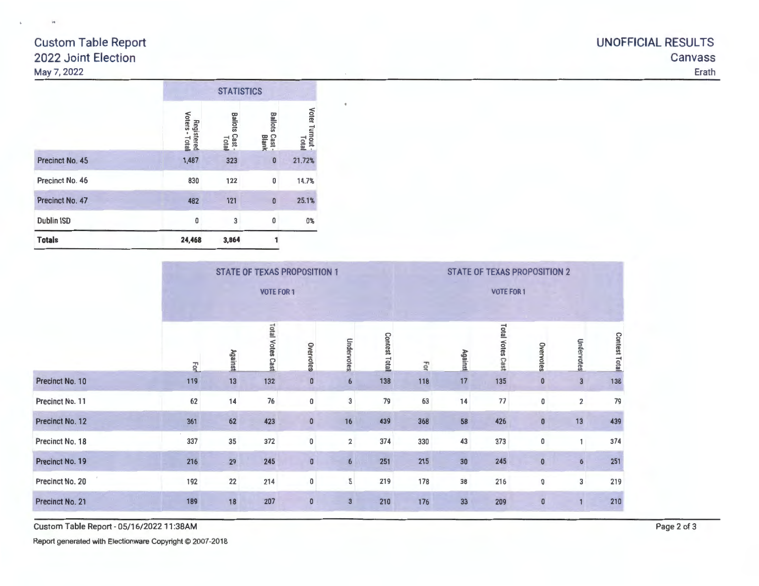# Custom Table Report
## 2022 Joint Election
May 7, 2022

**UNOFFICIAL RESULTS**
Canvass
Erath

| | STATISTICS | | | |
|---|---|---|---|---|
| | Registered Voters - Total | Ballots Cast - Total | Ballots Cast - Blank | Voter Turnout - Total |
| Precinct No. 45 | 1,487 | 323 | 0 | 21.72% |
| Precinct No. 46 | 830 | 122 | 0 | 14.7% |
| Precinct No. 47 | 482 | 121 | 0 | 25.1% |
| Dublin ISD | 0 | 3 | 0 | 0% |
| **Totals** | **24,468** | **3,864** | **1** | |

| | STATE OF TEXAS PROPOSITION 1 VOTE FOR 1 | | | | | | STATE OF TEXAS PROPOSITION 2 VOTE FOR 1 | | | | | |
|---|---|---|---|---|---|---|---|---|---|---|---|---|
| | For | Against | Total Votes Cast | Overvotes | Undervotes | Contest Total | For | Against | Total Votes Cast | Overvotes | Undervotes | Contest Total |
| Precinct No. 10 | 119 | 13 | 132 | 0 | 6 | 138 | 118 | 17 | 135 | 0 | 3 | 138 |
| Precinct No. 11 | 62 | 14 | 76 | 0 | 3 | 79 | 63 | 14 | 77 | 0 | 2 | 79 |
| Precinct No. 12 | 361 | 62 | 423 | 0 | 16 | 439 | 368 | 58 | 426 | 0 | 13 | 439 |
| Precinct No. 18 | 337 | 35 | 372 | 0 | 2 | 374 | 330 | 43 | 373 | 0 | 1 | 374 |
| Precinct No. 19 | 216 | 29 | 245 | 0 | 6 | 251 | 215 | 30 | 245 | 0 | 6 | 251 |
| Precinct No. 20 | 192 | 22 | 214 | 0 | 5 | 219 | 178 | 38 | 216 | 0 | 3 | 219 |
| Precinct No. 21 | 189 | 18 | 207 | 0 | 3 | 210 | 176 | 33 | 209 | 0 | 1 | 210 |

Custom Table Report - 05/16/2022 11:38AM

Report generated with Electionware Copyright © 2007-2018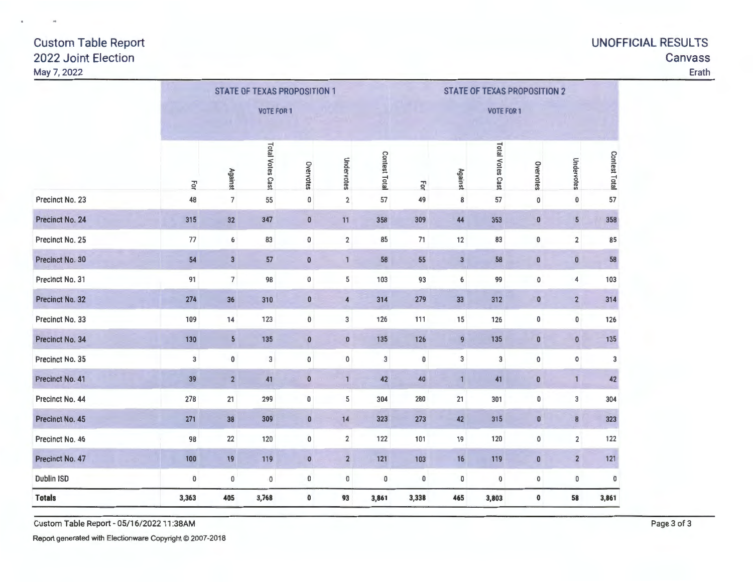# Custom Table Report
## 2022 Joint Election
May 7, 2022

**UNOFFICIAL RESULTS**
**Canvass**
Erath

| | STATE OF TEXAS PROPOSITION 1 VOTE FOR 1 | | | | | | STATE OF TEXAS PROPOSITION 2 VOTE FOR 1 | | | | | |
|---|---|---|---|---|---|---|---|---|---|---|---|---|
| | For | Against | Total Votes Cast | Overvotes | Undervotes | Contest Total | For | Against | Total Votes Cast | Overvotes | Undervotes | Contest Total |
| Precinct No. 23 | 48 | 7 | 55 | 0 | 2 | 57 | 49 | 8 | 57 | 0 | 0 | 57 |
| Precinct No. 24 | 315 | 32 | 347 | 0 | 11 | 358 | 309 | 44 | 353 | 0 | 5 | 358 |
| Precinct No. 25 | 77 | 6 | 83 | 0 | 2 | 85 | 71 | 12 | 83 | 0 | 2 | 85 |
| Precinct No. 30 | 54 | 3 | 57 | 0 | 1 | 58 | 55 | 3 | 58 | 0 | 0 | 58 |
| Precinct No. 31 | 91 | 7 | 98 | 0 | 5 | 103 | 93 | 6 | 99 | 0 | 4 | 103 |
| Precinct No. 32 | 274 | 36 | 310 | 0 | 4 | 314 | 279 | 33 | 312 | 0 | 2 | 314 |
| Precinct No. 33 | 109 | 14 | 123 | 0 | 3 | 126 | 111 | 15 | 126 | 0 | 0 | 126 |
| Precinct No. 34 | 130 | 5 | 135 | 0 | 0 | 135 | 126 | 9 | 135 | 0 | 0 | 135 |
| Precinct No. 35 | 3 | 0 | 3 | 0 | 0 | 3 | 0 | 3 | 3 | 0 | 0 | 3 |
| Precinct No. 41 | 39 | 2 | 41 | 0 | 1 | 42 | 40 | 1 | 41 | 0 | 1 | 42 |
| Precinct No. 44 | 278 | 21 | 299 | 0 | 5 | 304 | 280 | 21 | 301 | 0 | 3 | 304 |
| Precinct No. 45 | 271 | 38 | 309 | 0 | 14 | 323 | 273 | 42 | 315 | 0 | 8 | 323 |
| Precinct No. 46 | 98 | 22 | 120 | 0 | 2 | 122 | 101 | 19 | 120 | 0 | 2 | 122 |
| Precinct No. 47 | 100 | 19 | 119 | 0 | 2 | 121 | 103 | 16 | 119 | 0 | 2 | 121 |
| Dublin ISD | 0 | 0 | 0 | 0 | 0 | 0 | 0 | 0 | 0 | 0 | 0 | 0 |
| **Totals** | **3,363** | **405** | **3,768** | **0** | **93** | **3,861** | **3,338** | **465** | **3,803** | **0** | **58** | **3,861** |

Custom Table Report - 05/16/2022 11:38AM

Report generated with Electionware Copyright © 2007-2018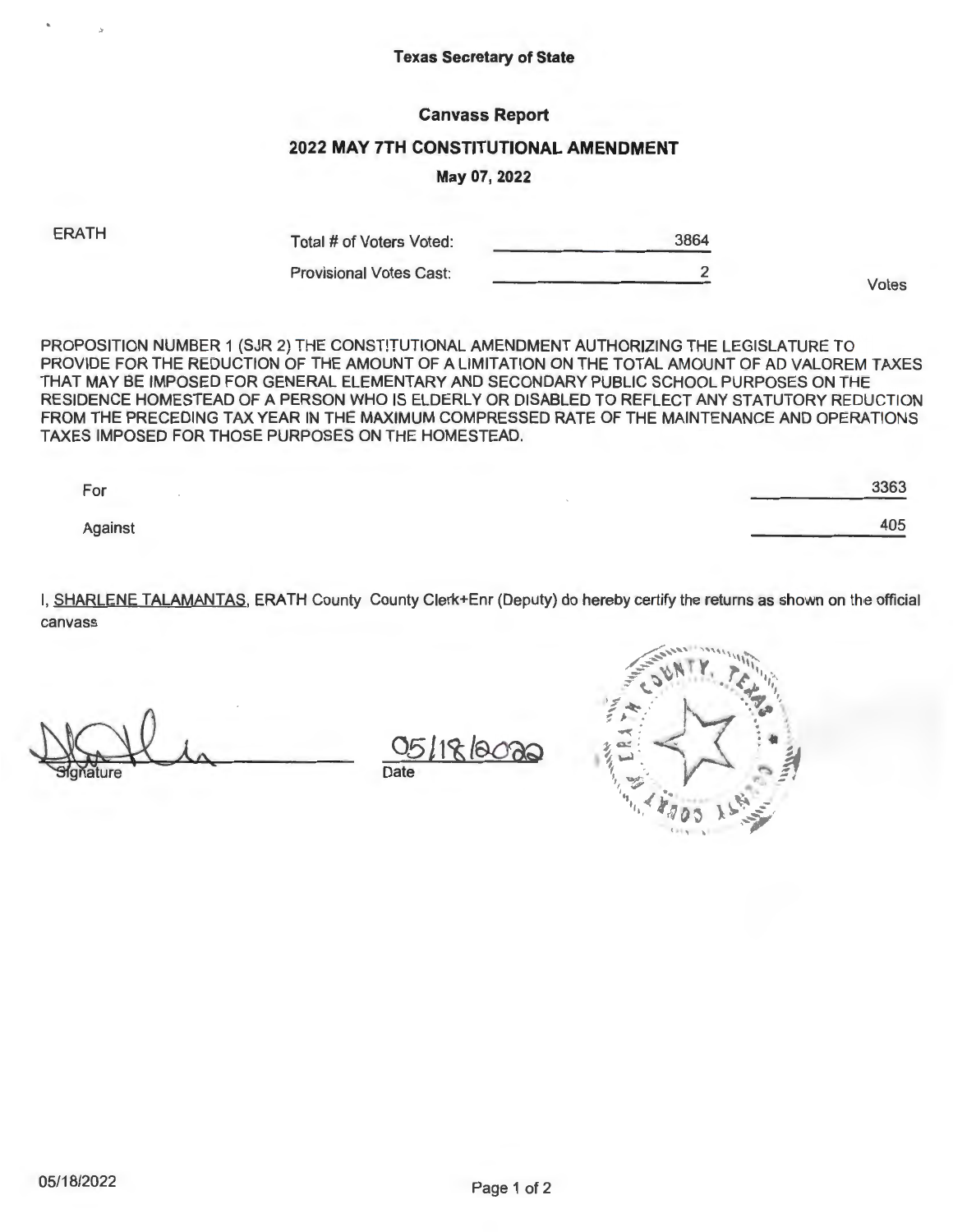**Texas Secretary of State**

## Canvass Report

### 2022 MAY 7TH CONSTITUTIONAL AMENDMENT

**May 07, 2022**

ERATH

| | | |
|---|---|---|
| Total # of Voters Voted: | 3864 | |
| Provisional Votes Cast: | 2 | Votes |

PROPOSITION NUMBER 1 (SJR 2) THE CONSTITUTIONAL AMENDMENT AUTHORIZING THE LEGISLATURE TO PROVIDE FOR THE REDUCTION OF THE AMOUNT OF A LIMITATION ON THE TOTAL AMOUNT OF AD VALOREM TAXES THAT MAY BE IMPOSED FOR GENERAL ELEMENTARY AND SECONDARY PUBLIC SCHOOL PURPOSES ON THE RESIDENCE HOMESTEAD OF A PERSON WHO IS ELDERLY OR DISABLED TO REFLECT ANY STATUTORY REDUCTION FROM THE PRECEDING TAX YEAR IN THE MAXIMUM COMPRESSED RATE OF THE MAINTENANCE AND OPERATIONS TAXES IMPOSED FOR THOSE PURPOSES ON THE HOMESTEAD.

| | |
|---|---|
| For | 3363 |
| Against | 405 |

I, SHARLENE TALAMANTAS, ERATH County County Clerk+Enr (Deputy) do hereby certify the returns as shown on the official canvass

Signature

05/18/2022
Date

05/18/2022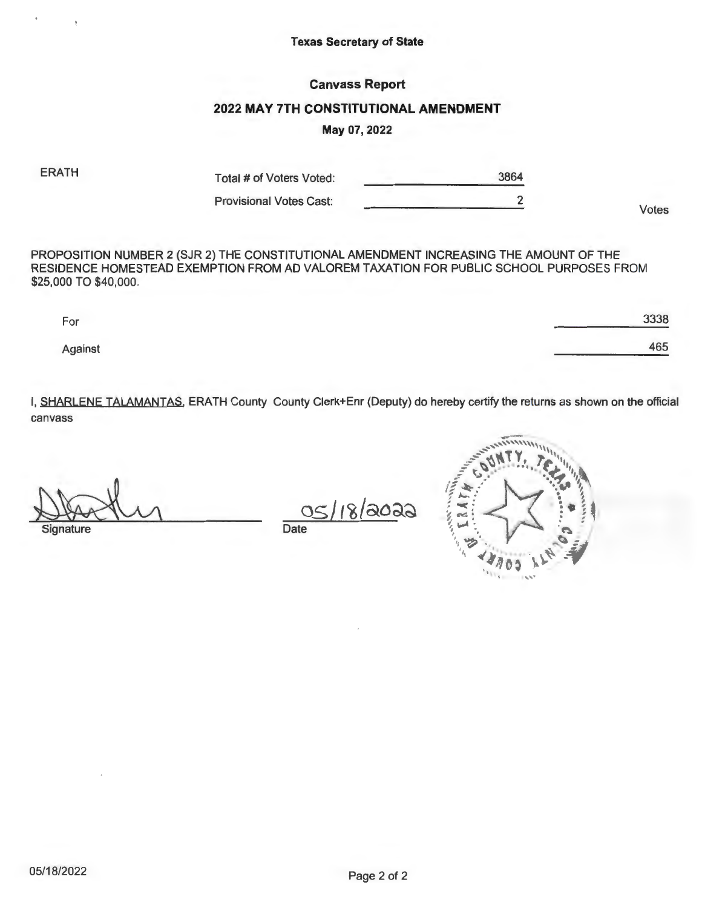**Texas Secretary of State**

**Canvass Report**

**2022 MAY 7TH CONSTITUTIONAL AMENDMENT**

**May 07, 2022**

ERATH

| | | |
|---|---|---|
| Total # of Voters Voted: | 3864 | |
| Provisional Votes Cast: | 2 | Votes |

PROPOSITION NUMBER 2 (SJR 2) THE CONSTITUTIONAL AMENDMENT INCREASING THE AMOUNT OF THE RESIDENCE HOMESTEAD EXEMPTION FROM AD VALOREM TAXATION FOR PUBLIC SCHOOL PURPOSES FROM $25,000 TO $40,000.

| | |
|---|---|
| For | 3338 |
| Against | 465 |

I, SHARLENE TALAMANTAS, ERATH County County Clerk+Enr (Deputy) do hereby certify the returns as shown on the official canvass

Signature

05/18/2022
Date

05/18/2022